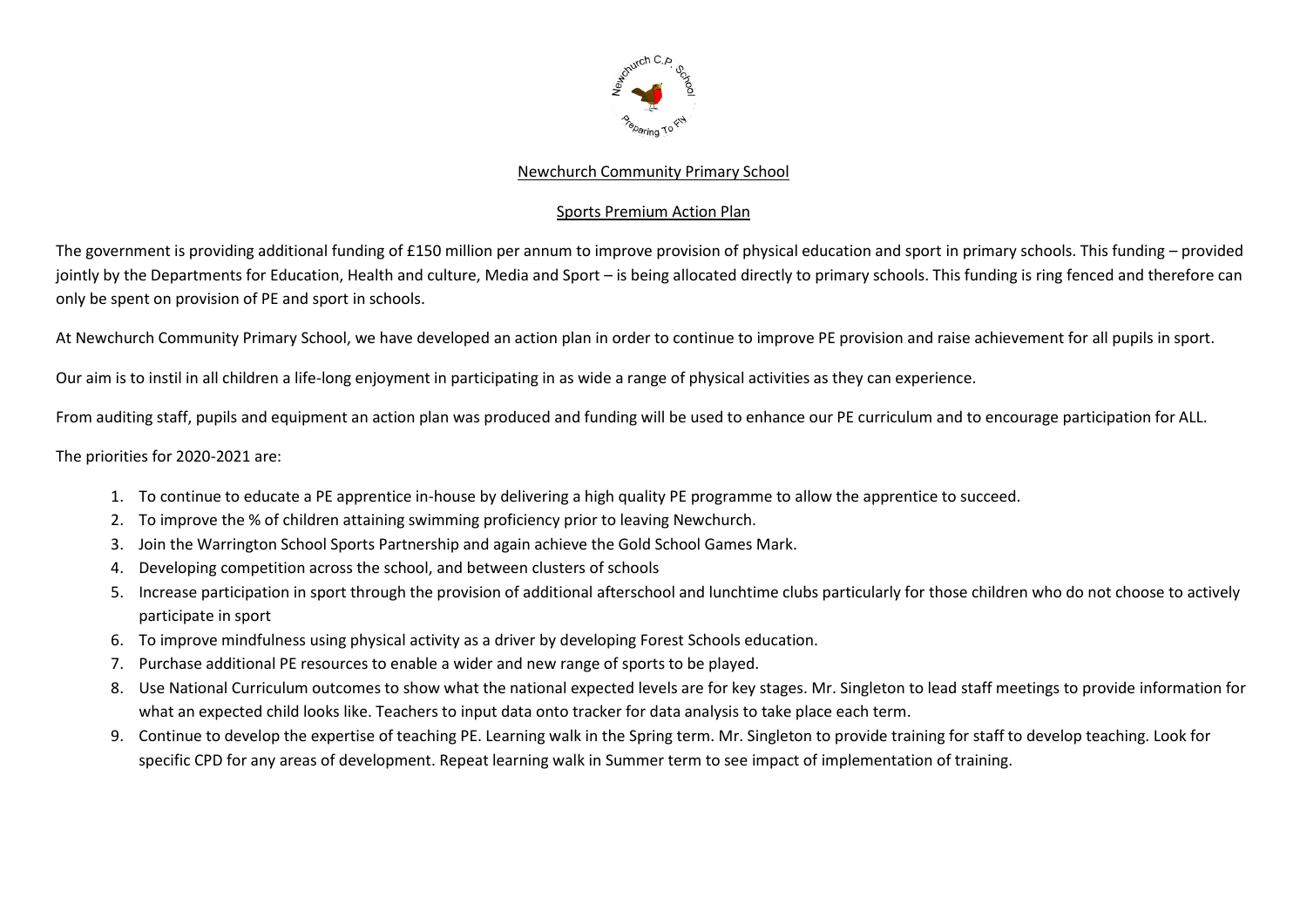# Newchurch Community Primary School

## Sports Premium Action Plan

The government is providing additional funding of £150 million per annum to improve provision of physical education and sport in primary schools. This funding – provided jointly by the Departments for Education, Health and culture, Media and Sport – is being allocated directly to primary schools. This funding is ring fenced and therefore can only be spent on provision of PE and sport in schools.

At Newchurch Community Primary School, we have developed an action plan in order to continue to improve PE provision and raise achievement for all pupils in sport.

Our aim is to instil in all children a life-long enjoyment in participating in as wide a range of physical activities as they can experience.

From auditing staff, pupils and equipment an action plan was produced and funding will be used to enhance our PE curriculum and to encourage participation for ALL.

The priorities for 2020-2021 are:

1. To continue to educate a PE apprentice in-house by delivering a high quality PE programme to allow the apprentice to succeed.
2. To improve the % of children attaining swimming proficiency prior to leaving Newchurch.
3. Join the Warrington School Sports Partnership and again achieve the Gold School Games Mark.
4. Developing competition across the school, and between clusters of schools
5. Increase participation in sport through the provision of additional afterschool and lunchtime clubs particularly for those children who do not choose to actively participate in sport
6. To improve mindfulness using physical activity as a driver by developing Forest Schools education.
7. Purchase additional PE resources to enable a wider and new range of sports to be played.
8. Use National Curriculum outcomes to show what the national expected levels are for key stages. Mr. Singleton to lead staff meetings to provide information for what an expected child looks like. Teachers to input data onto tracker for data analysis to take place each term.
9. Continue to develop the expertise of teaching PE. Learning walk in the Spring term. Mr. Singleton to provide training for staff to develop teaching. Look for specific CPD for any areas of development. Repeat learning walk in Summer term to see impact of implementation of training.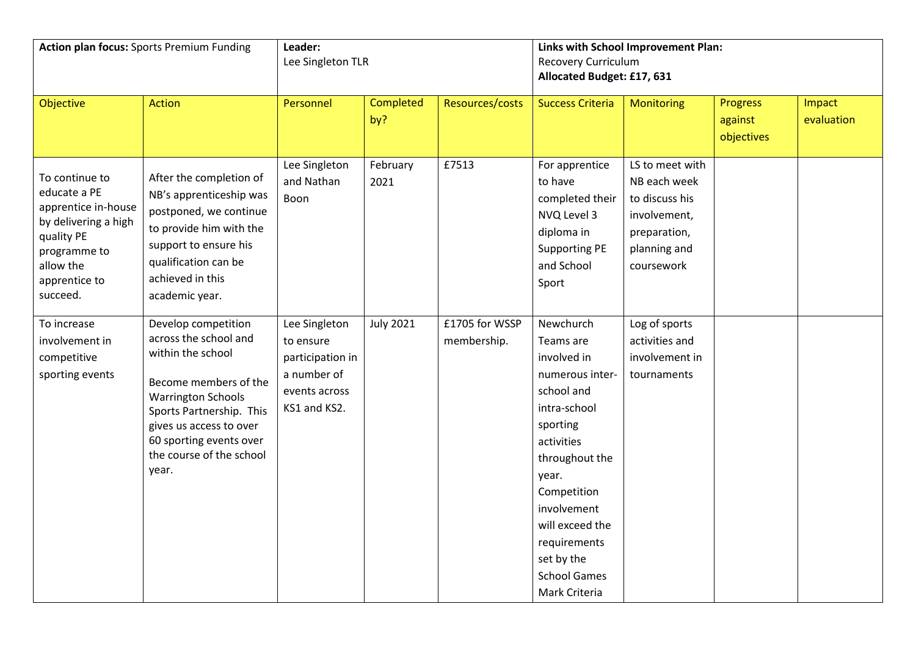| **Action plan focus:** Sports Premium Funding | | **Leader:** Lee Singleton TLR | | | **Links with School Improvement Plan:** Recovery Curriculum **Allocated Budget: £17, 631** | | | |
|---|---|---|---|---|---|---|---|---|
| Objective | Action | Personnel | Completed by? | Resources/costs | Success Criteria | Monitoring | Progress against objectives | Impact evaluation |
| To continue to educate a PE apprentice in-house by delivering a high quality PE programme to allow the apprentice to succeed. | After the completion of NB's apprenticeship was postponed, we continue to provide him with the support to ensure his qualification can be achieved in this academic year. | Lee Singleton and Nathan Boon | February 2021 | £7513 | For apprentice to have completed their NVQ Level 3 diploma in Supporting PE and School Sport | LS to meet with NB each week to discuss his involvement, preparation, planning and coursework | | |
| To increase involvement in competitive sporting events | Develop competition across the school and within the school<br><br>Become members of the Warrington Schools Sports Partnership. This gives us access to over 60 sporting events over the course of the school year. | Lee Singleton to ensure participation in a number of events across KS1 and KS2. | July 2021 | £1705 for WSSP membership. | Newchurch Teams are involved in numerous inter-school and intra-school sporting activities throughout the year. Competition involvement will exceed the requirements set by the School Games Mark Criteria | Log of sports activities and involvement in tournaments | | |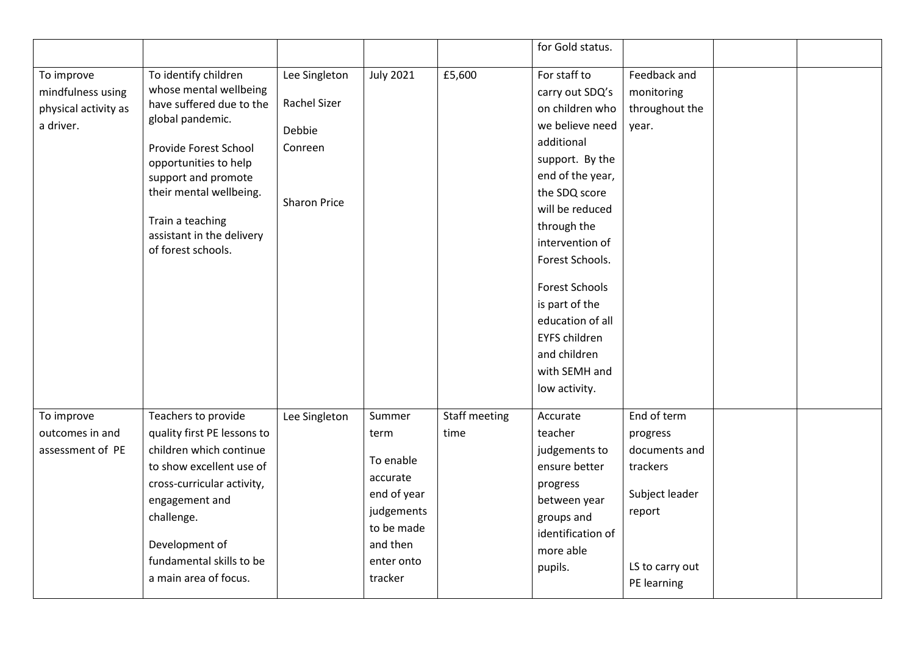| | | | | | | | | |
|---|---|---|---|---|---|---|---|---|
| | | | | | for Gold status. | | | |
| To improve mindfulness using physical activity as a driver. | To identify children whose mental wellbeing have suffered due to the global pandemic.<br><br>Provide Forest School opportunities to help support and promote their mental wellbeing.<br><br>Train a teaching assistant in the delivery of forest schools. | Lee Singleton<br><br>Rachel Sizer<br><br>Debbie Conreen<br><br>Sharon Price | July 2021 | £5,600 | For staff to carry out SDQ's on children who we believe need additional support. By the end of the year, the SDQ score will be reduced through the intervention of Forest Schools.<br><br>Forest Schools is part of the education of all EYFS children and children with SEMH and low activity. | Feedback and monitoring throughout the year. | | |
| To improve outcomes in and assessment of PE | Teachers to provide quality first PE lessons to children which continue to show excellent use of cross-curricular activity, engagement and challenge.<br><br>Development of fundamental skills to be a main area of focus. | Lee Singleton | Summer term<br><br>To enable accurate end of year judgements to be made and then enter onto tracker | Staff meeting time | Accurate teacher judgements to ensure better progress between year groups and identification of more able pupils. | End of term progress documents and trackers<br><br>Subject leader report<br><br>LS to carry out PE learning | | |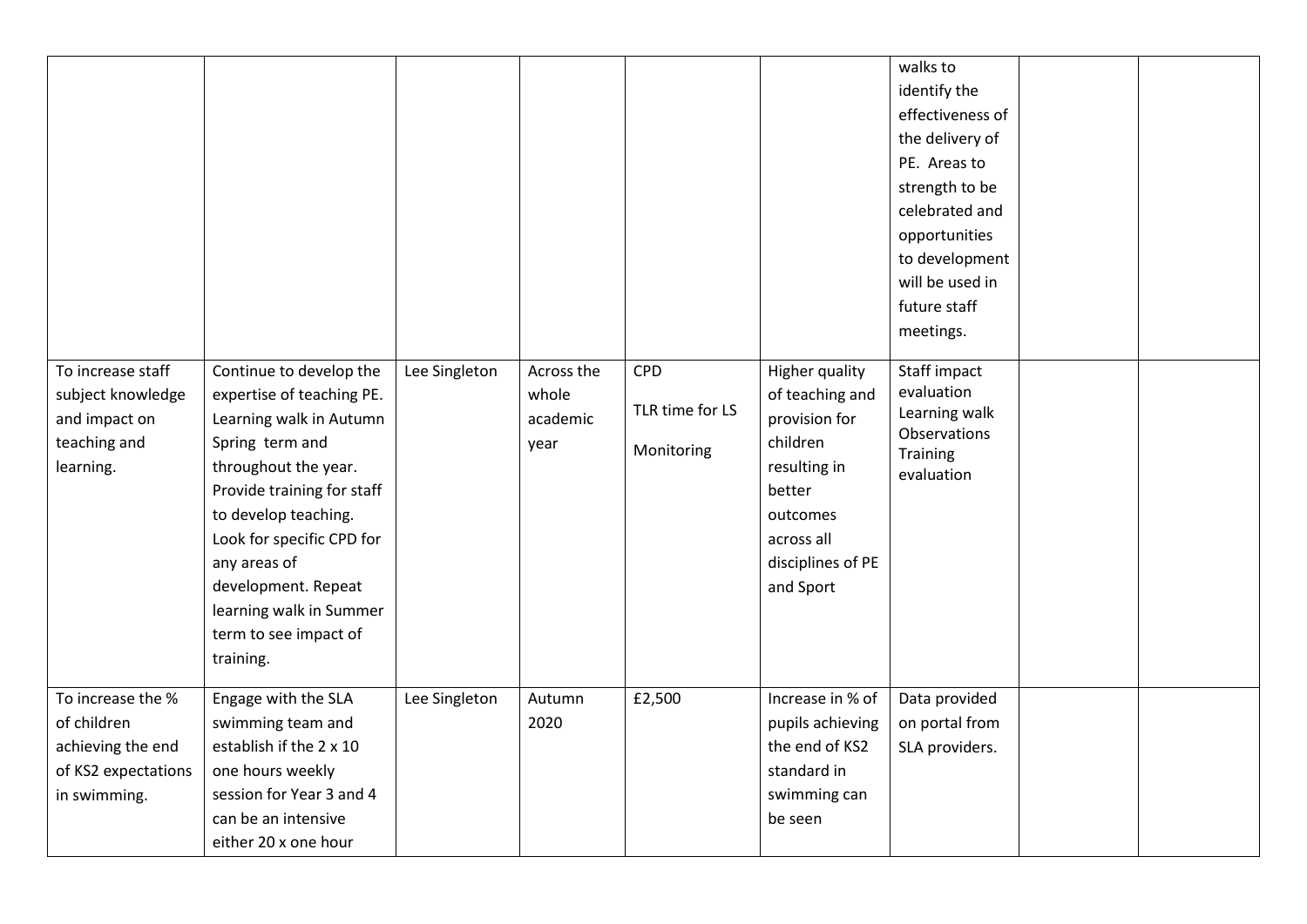| | | | | | | | | |
|---|---|---|---|---|---|---|---|---|
| | | | | | | walks to identify the effectiveness of the delivery of PE. Areas to strength to be celebrated and opportunities to development will be used in future staff meetings. | | |
| To increase staff subject knowledge and impact on teaching and learning. | Continue to develop the expertise of teaching PE. Learning walk in Autumn Spring term and throughout the year. Provide training for staff to develop teaching. Look for specific CPD for any areas of development. Repeat learning walk in Summer term to see impact of training. | Lee Singleton | Across the whole academic year | CPD<br><br>TLR time for LS<br><br>Monitoring | Higher quality of teaching and provision for children resulting in better outcomes across all disciplines of PE and Sport | Staff impact evaluation<br>Learning walk<br>Observations<br>Training evaluation | | |
| To increase the % of children achieving the end of KS2 expectations in swimming. | Engage with the SLA swimming team and establish if the 2 x 10 one hours weekly session for Year 3 and 4 can be an intensive either 20 x one hour | Lee Singleton | Autumn 2020 | £2,500 | Increase in % of pupils achieving the end of KS2 standard in swimming can be seen | Data provided on portal from SLA providers. | | |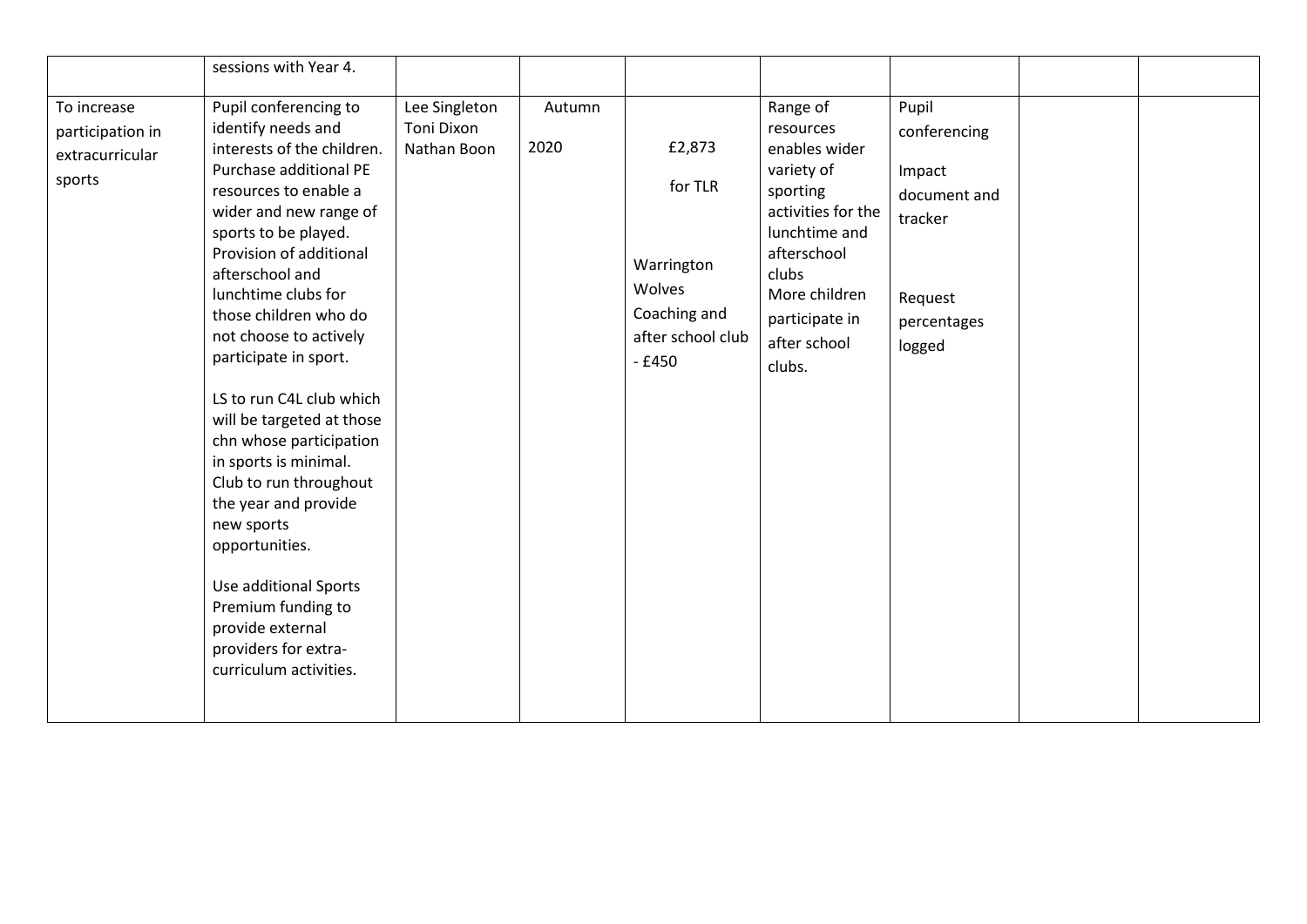|  |  |  |  |  |  |  |  |  |
|---|---|---|---|---|---|---|---|---|
|  | sessions with Year 4. |  |  |  |  |  |  |  |
| To increase participation in extracurricular sports | Pupil conferencing to identify needs and interests of the children. Purchase additional PE resources to enable a wider and new range of sports to be played. Provision of additional afterschool and lunchtime clubs for those children who do not choose to actively participate in sport.<br><br>LS to run C4L club which will be targeted at those chn whose participation in sports is minimal. Club to run throughout the year and provide new sports opportunities.<br><br>Use additional Sports Premium funding to provide external providers for extra-curriculum activities. | Lee Singleton<br>Toni Dixon<br>Nathan Boon | Autumn<br><br>2020 | £2,873<br><br>for TLR<br><br>Warrington Wolves Coaching and after school club - £450 | Range of resources enables wider variety of sporting activities for the lunchtime and afterschool clubs<br>More children participate in after school clubs. | Pupil conferencing<br><br>Impact document and tracker<br><br>Request percentages logged |  |  |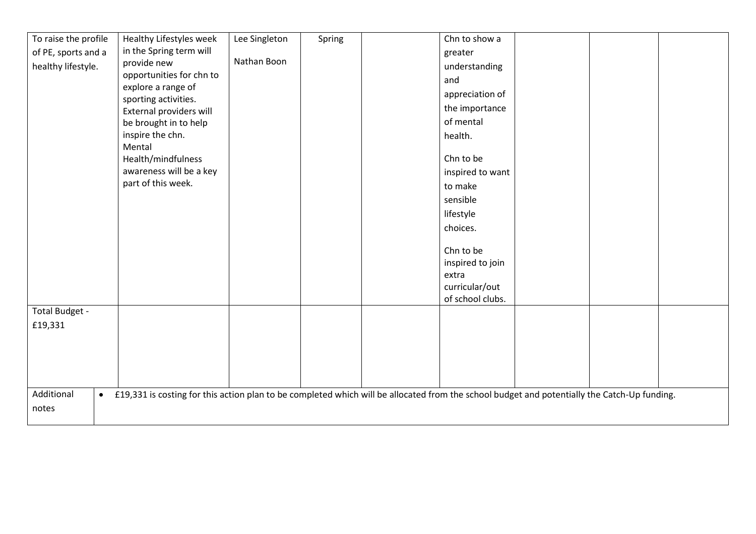| | | | | | | | | |
|---|---|---|---|---|---|---|---|---|
| To raise the profile of PE, sports and a healthy lifestyle. | Healthy Lifestyles week in the Spring term will provide new opportunities for chn to explore a range of sporting activities. External providers will be brought in to help inspire the chn. Mental Health/mindfulness awareness will be a key part of this week. | Lee Singleton<br><br>Nathan Boon | Spring | | Chn to show a greater understanding and appreciation of the importance of mental health.<br><br>Chn to be inspired to want to make sensible lifestyle choices.<br><br>Chn to be inspired to join extra curricular/out of school clubs. | | | |
| Total Budget - £19,331 | | | | | | | | |
| Additional notes | • £19,331 is costing for this action plan to be completed which will be allocated from the school budget and potentially the Catch-Up funding. | | | | | | | |